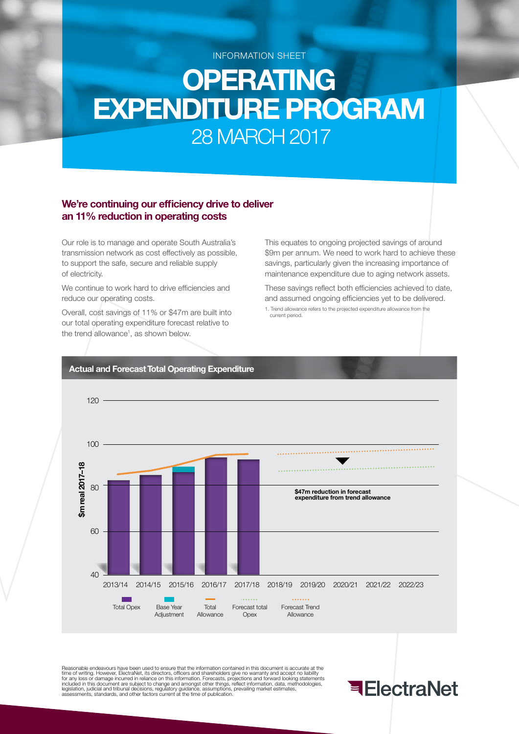INFORMATION SHEET

# OPERATING EXPENDITURE PROGRAM

## 28 MARCH 2017

### We're continuing our efficiency drive to deliver an 11% reduction in operating costs

Our role is to manage and operate South Australia's transmission network as cost effectively as possible, to support the safe, secure and reliable supply of electricity.

We continue to work hard to drive efficiencies and reduce our operating costs.

Overall, cost savings of 11% or $47m are built into our total operating expenditure forecast relative to the trend allowance[1], as shown below.

This equates to ongoing projected savings of around $9m per annum. We need to work hard to achieve these savings, particularly given the increasing importance of maintenance expenditure due to aging network assets.

These savings reflect both efficiencies achieved to date, and assumed ongoing efficiencies yet to be delivered.

1. Trend allowance refers to the projected expenditure allowance from the current period.

**Actual and Forecast Total Operating Expenditure**

$m real 2017–18

120

100

80

60

40

2013/14 2014/15 2015/16 2016/17 2017/18 2018/19 2019/20 2020/21 2021/22 2022/23

**$47m reduction in forecast expenditure from trend allowance**

Total Opex | Base Year Adjustment | Total Allowance | Forecast total Opex | Forecast Trend Allowance

Reasonable endeavours have been used to ensure that the information contained in this document is accurate at the time of writing. However, ElectraNet, its directors, officers and shareholders give no warranty and accept no liability for any loss or damage incurred in reliance on this information. Forecasts, projections and forward looking statements included in this document are subject to change and amongst other things, reflect information, data, methodologies, legislation, judicial and tribunal decisions, regulatory guidance, assumptions, prevailing market estimates, assessments, standards, and other factors current at the time of publication.

ElectraNet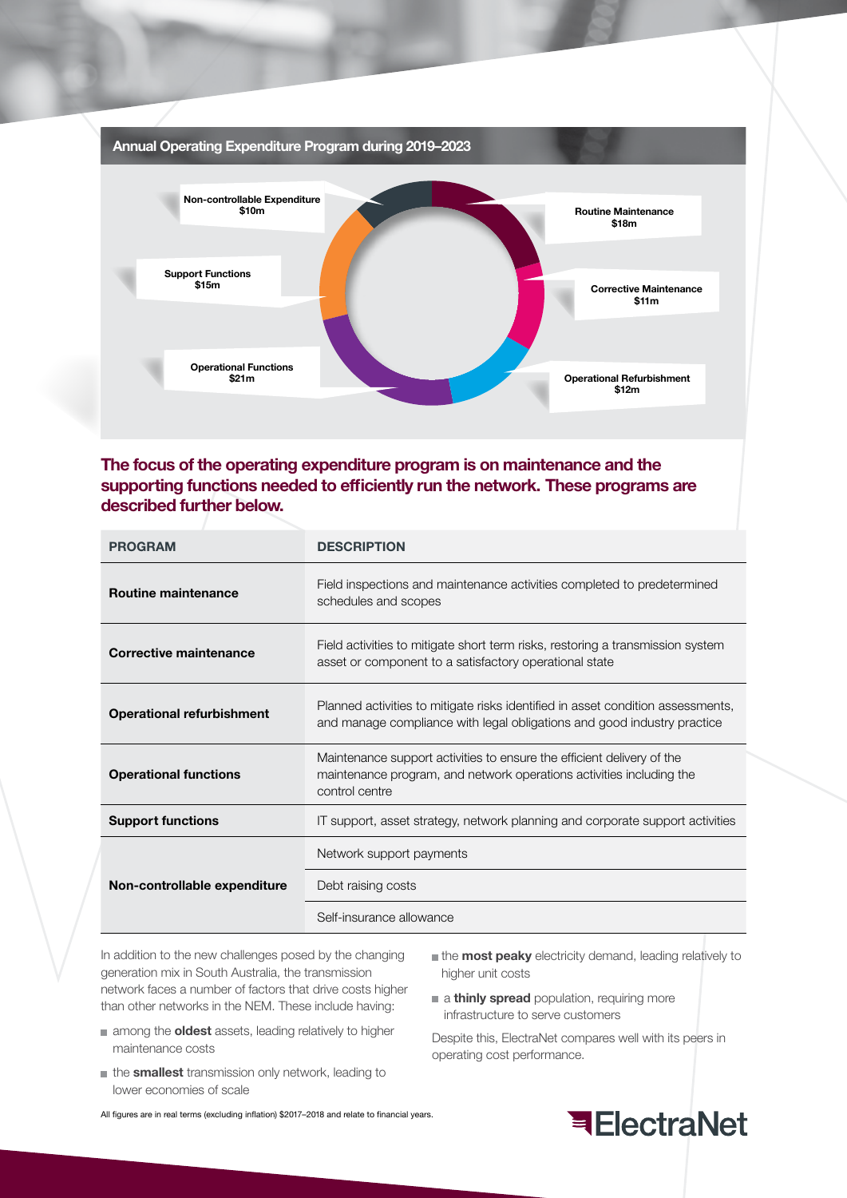## Annual Operating Expenditure Program during 2019–2023

Non-controllable Expenditure
$10m

Routine Maintenance
$18m

Support Functions
$15m

Corrective Maintenance
$11m

Operational Functions
$21m

Operational Refurbishment
$12m

### The focus of the operating expenditure program is on maintenance and the supporting functions needed to efficiently run the network. These programs are described further below.

| PROGRAM | DESCRIPTION |
|---|---|
| **Routine maintenance** | Field inspections and maintenance activities completed to predetermined schedules and scopes |
| **Corrective maintenance** | Field activities to mitigate short term risks, restoring a transmission system asset or component to a satisfactory operational state |
| **Operational refurbishment** | Planned activities to mitigate risks identified in asset condition assessments, and manage compliance with legal obligations and good industry practice |
| **Operational functions** | Maintenance support activities to ensure the efficient delivery of the maintenance program, and network operations activities including the control centre |
| **Support functions** | IT support, asset strategy, network planning and corporate support activities |
| **Non-controllable expenditure** | Network support payments |
| | Debt raising costs |
| | Self-insurance allowance |

In addition to the new challenges posed by the changing generation mix in South Australia, the transmission network faces a number of factors that drive costs higher than other networks in the NEM. These include having:

- among the **oldest** assets, leading relatively to higher maintenance costs
- the **smallest** transmission only network, leading to lower economies of scale
- the **most peaky** electricity demand, leading relatively to higher unit costs
- a **thinly spread** population, requiring more infrastructure to serve customers

Despite this, ElectraNet compares well with its peers in operating cost performance.

All figures are in real terms (excluding inflation) $2017–2018 and relate to financial years.

ElectraNet